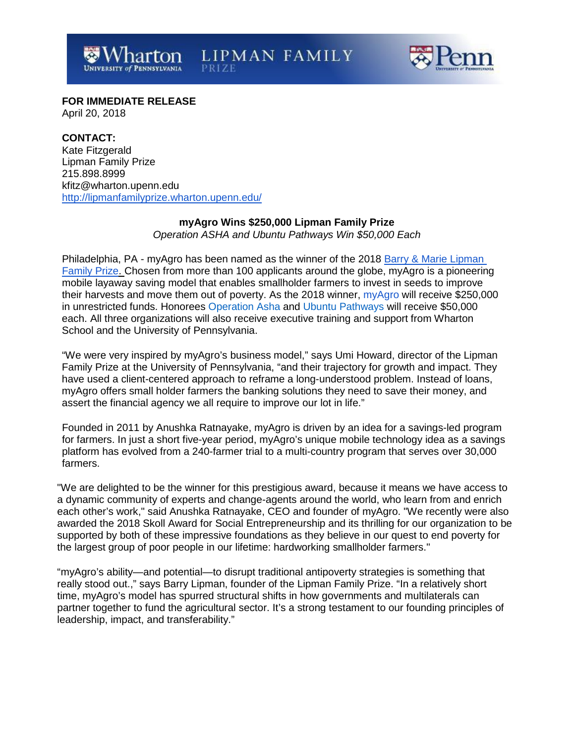**FOR IMMEDIATE RELEASE**
April 20, 2018

**CONTACT:**
Kate Fitzgerald
Lipman Family Prize
215.898.8999
kfitz@wharton.upenn.edu
http://lipmanfamilyprize.wharton.upenn.edu/

**myAgro Wins $250,000 Lipman Family Prize**

*Operation ASHA and Ubuntu Pathways Win $50,000 Each*

Philadelphia, PA - myAgro has been named as the winner of the 2018 Barry & Marie Lipman Family Prize. Chosen from more than 100 applicants around the globe, myAgro is a pioneering mobile layaway saving model that enables smallholder farmers to invest in seeds to improve their harvests and move them out of poverty. As the 2018 winner, myAgro will receive $250,000 in unrestricted funds. Honorees Operation Asha and Ubuntu Pathways will receive $50,000 each. All three organizations will also receive executive training and support from Wharton School and the University of Pennsylvania.

"We were very inspired by myAgro's business model," says Umi Howard, director of the Lipman Family Prize at the University of Pennsylvania, "and their trajectory for growth and impact. They have used a client-centered approach to reframe a long-understood problem. Instead of loans, myAgro offers small holder farmers the banking solutions they need to save their money, and assert the financial agency we all require to improve our lot in life."

Founded in 2011 by Anushka Ratnayake, myAgro is driven by an idea for a savings-led program for farmers. In just a short five-year period, myAgro's unique mobile technology idea as a savings platform has evolved from a 240-farmer trial to a multi-country program that serves over 30,000 farmers.

"We are delighted to be the winner for this prestigious award, because it means we have access to a dynamic community of experts and change-agents around the world, who learn from and enrich each other's work," said Anushka Ratnayake, CEO and founder of myAgro. "We recently were also awarded the 2018 Skoll Award for Social Entrepreneurship and its thrilling for our organization to be supported by both of these impressive foundations as they believe in our quest to end poverty for the largest group of poor people in our lifetime: hardworking smallholder farmers."

"myAgro's ability—and potential—to disrupt traditional antipoverty strategies is something that really stood out.," says Barry Lipman, founder of the Lipman Family Prize. "In a relatively short time, myAgro's model has spurred structural shifts in how governments and multilaterals can partner together to fund the agricultural sector. It's a strong testament to our founding principles of leadership, impact, and transferability."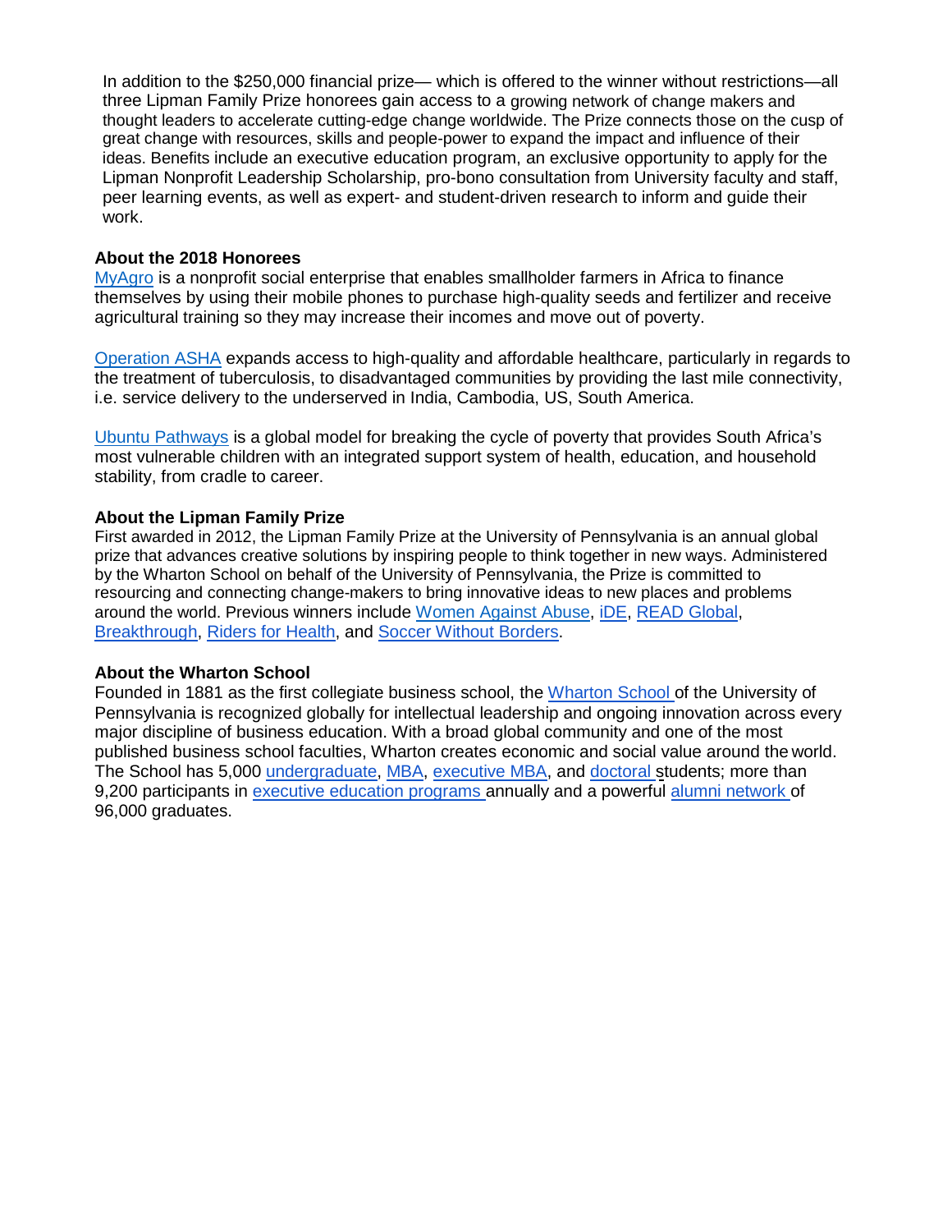In addition to the $250,000 financial prize— which is offered to the winner without restrictions—all three Lipman Family Prize honorees gain access to a growing network of change makers and thought leaders to accelerate cutting-edge change worldwide. The Prize connects those on the cusp of great change with resources, skills and people-power to expand the impact and influence of their ideas. Benefits include an executive education program, an exclusive opportunity to apply for the Lipman Nonprofit Leadership Scholarship, pro-bono consultation from University faculty and staff, peer learning events, as well as expert- and student-driven research to inform and guide their work.

**About the 2018 Honorees**

MyAgro is a nonprofit social enterprise that enables smallholder farmers in Africa to finance themselves by using their mobile phones to purchase high-quality seeds and fertilizer and receive agricultural training so they may increase their incomes and move out of poverty.

Operation ASHA expands access to high-quality and affordable healthcare, particularly in regards to the treatment of tuberculosis, to disadvantaged communities by providing the last mile connectivity, i.e. service delivery to the underserved in India, Cambodia, US, South America.

Ubuntu Pathways is a global model for breaking the cycle of poverty that provides South Africa's most vulnerable children with an integrated support system of health, education, and household stability, from cradle to career.

**About the Lipman Family Prize**

First awarded in 2012, the Lipman Family Prize at the University of Pennsylvania is an annual global prize that advances creative solutions by inspiring people to think together in new ways. Administered by the Wharton School on behalf of the University of Pennsylvania, the Prize is committed to resourcing and connecting change-makers to bring innovative ideas to new places and problems around the world. Previous winners include Women Against Abuse, iDE, READ Global, Breakthrough, Riders for Health, and Soccer Without Borders.

**About the Wharton School**

Founded in 1881 as the first collegiate business school, the Wharton School of the University of Pennsylvania is recognized globally for intellectual leadership and ongoing innovation across every major discipline of business education. With a broad global community and one of the most published business school faculties, Wharton creates economic and social value around the world. The School has 5,000 undergraduate, MBA, executive MBA, and doctoral students; more than 9,200 participants in executive education programs annually and a powerful alumni network of 96,000 graduates.